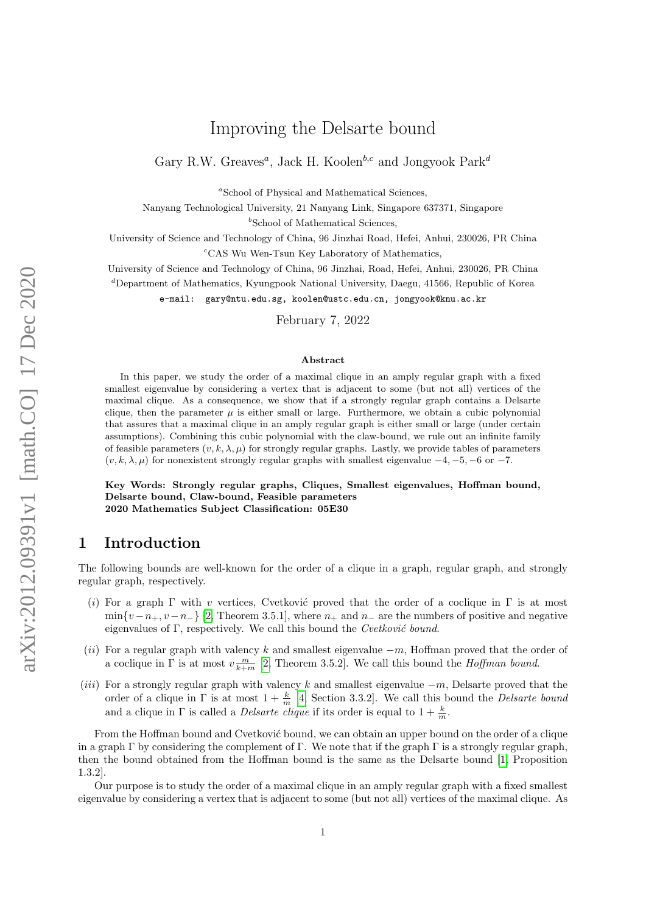# Improving the Delsarte bound

Gary R.W. Greaves[a], Jack H. Koolen[b,c] and Jongyook Park[d]

[a]School of Physical and Mathematical Sciences,
Nanyang Technological University, 21 Nanyang Link, Singapore 637371, Singapore

[b]School of Mathematical Sciences,
University of Science and Technology of China, 96 Jinzhai Road, Hefei, Anhui, 230026, PR China

[c]CAS Wu Wen-Tsun Key Laboratory of Mathematics,
University of Science and Technology of China, 96 Jinzhai, Road, Hefei, Anhui, 230026, PR China

[d]Department of Mathematics, Kyungpook National University, Daegu, 41566, Republic of Korea

e-mail: gary@ntu.edu.sg, koolen@ustc.edu.cn, jongyook@knu.ac.kr

February 7, 2022

### Abstract

In this paper, we study the order of a maximal clique in an amply regular graph with a fixed smallest eigenvalue by considering a vertex that is adjacent to some (but not all) vertices of the maximal clique. As a consequence, we show that if a strongly regular graph contains a Delsarte clique, then the parameter $\mu$ is either small or large. Furthermore, we obtain a cubic polynomial that assures that a maximal clique in an amply regular graph is either small or large (under certain assumptions). Combining this cubic polynomial with the claw-bound, we rule out an infinite family of feasible parameters $(v, k, \lambda, \mu)$ for strongly regular graphs. Lastly, we provide tables of parameters $(v, k, \lambda, \mu)$ for nonexistent strongly regular graphs with smallest eigenvalue $-4, -5, -6$ or $-7$.

**Key Words: Strongly regular graphs, Cliques, Smallest eigenvalues, Hoffman bound, Delsarte bound, Claw-bound, Feasible parameters**
**2020 Mathematics Subject Classification: 05E30**

## 1 Introduction

The following bounds are well-known for the order of a clique in a graph, regular graph, and strongly regular graph, respectively.

- $(i)$ For a graph $\Gamma$ with $v$ vertices, Cvetković proved that the order of a coclique in $\Gamma$ is at most $\min\{v - n_+, v - n_-\}$ [2, Theorem 3.5.1], where $n_+$ and $n_-$ are the numbers of positive and negative eigenvalues of $\Gamma$, respectively. We call this bound the *Cvetković bound*.
- $(ii)$ For a regular graph with valency $k$ and smallest eigenvalue $-m$, Hoffman proved that the order of a coclique in $\Gamma$ is at most $v\frac{m}{k+m}$ [2, Theorem 3.5.2]. We call this bound the *Hoffman bound*.
- $(iii)$ For a strongly regular graph with valency $k$ and smallest eigenvalue $-m$, Delsarte proved that the order of a clique in $\Gamma$ is at most $1 + \frac{k}{m}$ [4, Section 3.3.2]. We call this bound the *Delsarte bound* and a clique in $\Gamma$ is called a *Delsarte clique* if its order is equal to $1 + \frac{k}{m}$.

From the Hoffman bound and Cvetković bound, we can obtain an upper bound on the order of a clique in a graph $\Gamma$ by considering the complement of $\Gamma$. We note that if the graph $\Gamma$ is a strongly regular graph, then the bound obtained from the Hoffman bound is the same as the Delsarte bound [1, Proposition 1.3.2].

Our purpose is to study the order of a maximal clique in an amply regular graph with a fixed smallest eigenvalue by considering a vertex that is adjacent to some (but not all) vertices of the maximal clique. As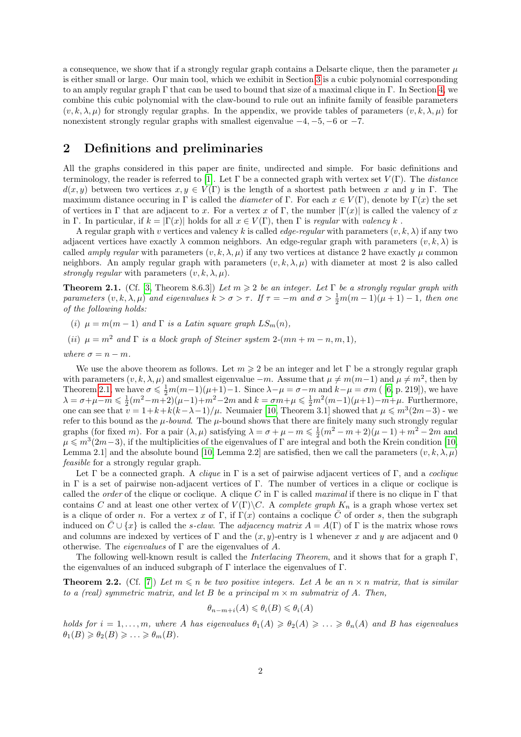a consequence, we show that if a strongly regular graph contains a Delsarte clique, then the parameter $\mu$ is either small or large. Our main tool, which we exhibit in Section 3 is a cubic polynomial corresponding to an amply regular graph $\Gamma$ that can be used to bound that size of a maximal clique in $\Gamma$. In Section 4, we combine this cubic polynomial with the claw-bound to rule out an infinite family of feasible parameters $(v, k, \lambda, \mu)$ for strongly regular graphs. In the appendix, we provide tables of parameters $(v, k, \lambda, \mu)$ for nonexistent strongly regular graphs with smallest eigenvalue $-4, -5, -6$ or $-7$.

## 2 Definitions and preliminaries

All the graphs considered in this paper are finite, undirected and simple. For basic definitions and terminology, the reader is referred to [1]. Let $\Gamma$ be a connected graph with vertex set $V(\Gamma)$. The *distance* $d(x, y)$ between two vertices $x, y \in V(\Gamma)$ is the length of a shortest path between $x$ and $y$ in $\Gamma$. The maximum distance occuring in $\Gamma$ is called the *diameter* of $\Gamma$. For each $x \in V(\Gamma)$, denote by $\Gamma(x)$ the set of vertices in $\Gamma$ that are adjacent to $x$. For a vertex $x$ of $\Gamma$, the number $|\Gamma(x)|$ is called the valency of $x$ in $\Gamma$. In particular, if $k = |\Gamma(x)|$ holds for all $x \in V(\Gamma)$, then $\Gamma$ is *regular* with *valency* $k$.

A regular graph with $v$ vertices and valency $k$ is called *edge-regular* with parameters $(v, k, \lambda)$ if any two adjacent vertices have exactly $\lambda$ common neighbors. An edge-regular graph with parameters $(v, k, \lambda)$ is called *amply regular* with parameters $(v, k, \lambda, \mu)$ if any two vertices at distance 2 have exactly $\mu$ common neighbors. An amply regular graph with parameters $(v, k, \lambda, \mu)$ with diameter at most 2 is also called *strongly regular* with parameters $(v, k, \lambda, \mu)$.

**Theorem 2.1.** (Cf. [3, Theorem 8.6.3]) *Let $m \geqslant 2$ be an integer. Let $\Gamma$ be a strongly regular graph with parameters $(v, k, \lambda, \mu)$ and eigenvalues $k > \sigma > \tau$. If $\tau = -m$ and $\sigma > \frac{1}{2}m(m-1)(\mu+1) - 1$, then one of the following holds:*

*(i) $\mu = m(m-1)$ and $\Gamma$ is a Latin square graph $LS_m(n)$,*

*(ii) $\mu = m^2$ and $\Gamma$ is a block graph of Steiner system 2-$(mn + m - n, m, 1)$,*

*where $\sigma = n - m$.*

We use the above theorem as follows. Let $m \geqslant 2$ be an integer and let $\Gamma$ be a strongly regular graph with parameters $(v, k, \lambda, \mu)$ and smallest eigenvalue $-m$. Assume that $\mu \neq m(m-1)$ and $\mu \neq m^2$, then by Theorem 2.1, we have $\sigma \leqslant \frac{1}{2}m(m-1)(\mu+1) - 1$. Since $\lambda - \mu = \sigma - m$ and $k - \mu = \sigma m$ ( [6, p. 219]), we have $\lambda = \sigma + \mu - m \leqslant \frac{1}{2}(m^2 - m + 2)(\mu - 1) + m^2 - 2m$ and $k = \sigma m + \mu \leqslant \frac{1}{2}m^2(m-1)(\mu+1) - m + \mu$. Furthermore, one can see that $v = 1 + k + k(k - \lambda - 1)/\mu$. Neumaier [10, Theorem 3.1] showed that $\mu \leqslant m^3(2m - 3)$ - we refer to this bound as the *$\mu$-bound*. The $\mu$-bound shows that there are finitely many such strongly regular graphs (for fixed $m$). For a pair $(\lambda, \mu)$ satisfying $\lambda = \sigma + \mu - m \leqslant \frac{1}{2}(m^2 - m + 2)(\mu - 1) + m^2 - 2m$ and $\mu \leqslant m^3(2m-3)$, if the multiplicities of the eigenvalues of $\Gamma$ are integral and both the Krein condition [10, Lemma 2.1] and the absolute bound [10, Lemma 2.2] are satisfied, then we call the parameters $(v, k, \lambda, \mu)$ *feasible* for a strongly regular graph.

Let $\Gamma$ be a connected graph. A *clique* in $\Gamma$ is a set of pairwise adjacent vertices of $\Gamma$, and a *coclique* in $\Gamma$ is a set of pairwise non-adjacent vertices of $\Gamma$. The number of vertices in a clique or coclique is called the *order* of the clique or coclique. A clique $C$ in $\Gamma$ is called *maximal* if there is no clique in $\Gamma$ that contains $C$ and at least one other vertex of $V(\Gamma)\backslash C$. A *complete graph* $K_n$ is a graph whose vertex set is a clique of order $n$. For a vertex $x$ of $\Gamma$, if $\Gamma(x)$ contains a coclique $\bar{C}$ of order $s$, then the subgraph induced on $\bar{C} \cup \{x\}$ is called the *$s$-claw*. The *adjacency matrix* $A = A(\Gamma)$ of $\Gamma$ is the matrix whose rows and columns are indexed by vertices of $\Gamma$ and the $(x, y)$-entry is 1 whenever $x$ and $y$ are adjacent and 0 otherwise. The *eigenvalues* of $\Gamma$ are the eigenvalues of $A$.

The following well-known result is called the *Interlacing Theorem*, and it shows that for a graph $\Gamma$, the eigenvalues of an induced subgraph of $\Gamma$ interlace the eigenvalues of $\Gamma$.

**Theorem 2.2.** (Cf. [7]) *Let $m \leqslant n$ be two positive integers. Let $A$ be an $n \times n$ matrix, that is similar to a (real) symmetric matrix, and let $B$ be a principal $m \times m$ submatrix of $A$. Then,*

$$\theta_{n-m+i}(A) \leqslant \theta_i(B) \leqslant \theta_i(A)$$

*holds for $i = 1, \ldots, m$, where $A$ has eigenvalues $\theta_1(A) \geqslant \theta_2(A) \geqslant \ldots \geqslant \theta_n(A)$ and $B$ has eigenvalues $\theta_1(B) \geqslant \theta_2(B) \geqslant \ldots \geqslant \theta_m(B)$.*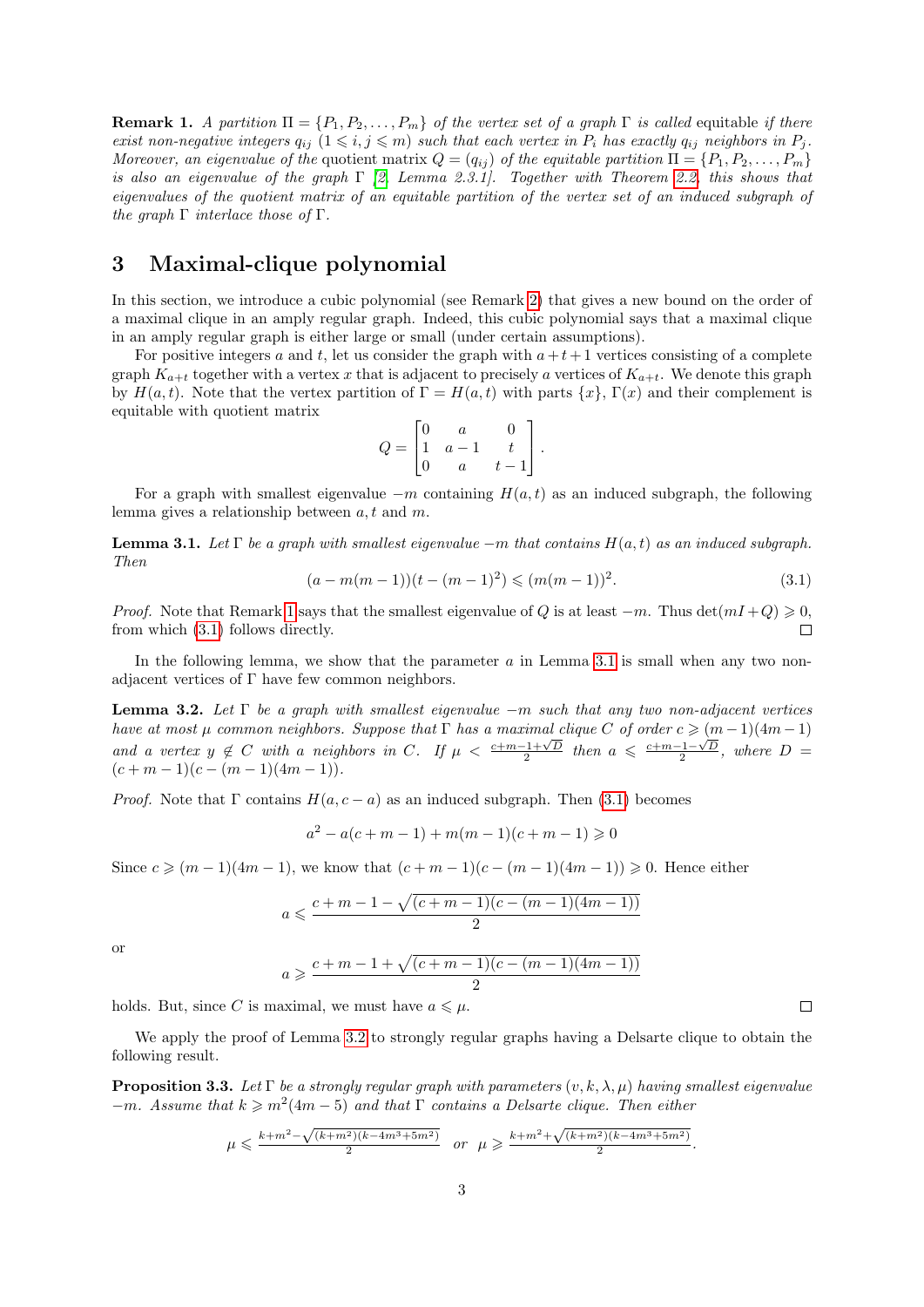**Remark 1.** *A partition $\Pi = \{P_1, P_2, \ldots, P_m\}$ of the vertex set of a graph $\Gamma$ is called* equitable *if there exist non-negative integers $q_{ij}$ $(1 \leqslant i, j \leqslant m)$ such that each vertex in $P_i$ has exactly $q_{ij}$ neighbors in $P_j$. Moreover, an eigenvalue of the* quotient matrix *$Q = (q_{ij})$ of the equitable partition $\Pi = \{P_1, P_2, \ldots, P_m\}$ is also an eigenvalue of the graph $\Gamma$ [2, Lemma 2.3.1]. Together with Theorem 2.2, this shows that eigenvalues of the quotient matrix of an equitable partition of the vertex set of an induced subgraph of the graph $\Gamma$ interlace those of $\Gamma$.*

## 3 Maximal-clique polynomial

In this section, we introduce a cubic polynomial (see Remark 2) that gives a new bound on the order of a maximal clique in an amply regular graph. Indeed, this cubic polynomial says that a maximal clique in an amply regular graph is either large or small (under certain assumptions).

For positive integers $a$ and $t$, let us consider the graph with $a + t + 1$ vertices consisting of a complete graph $K_{a+t}$ together with a vertex $x$ that is adjacent to precisely $a$ vertices of $K_{a+t}$. We denote this graph by $H(a, t)$. Note that the vertex partition of $\Gamma = H(a, t)$ with parts $\{x\}$, $\Gamma(x)$ and their complement is equitable with quotient matrix

$$Q = \begin{bmatrix} 0 & a & 0 \\ 1 & a-1 & t \\ 0 & a & t-1 \end{bmatrix}.$$

For a graph with smallest eigenvalue $-m$ containing $H(a, t)$ as an induced subgraph, the following lemma gives a relationship between $a, t$ and $m$.

**Lemma 3.1.** *Let $\Gamma$ be a graph with smallest eigenvalue $-m$ that contains $H(a, t)$ as an induced subgraph. Then*

$$(a - m(m-1))(t - (m-1)^2) \leqslant (m(m-1))^2. \tag{3.1}$$

*Proof.* Note that Remark 1 says that the smallest eigenvalue of $Q$ is at least $-m$. Thus $\det(mI + Q) \geqslant 0$, from which (3.1) follows directly. □

In the following lemma, we show that the parameter $a$ in Lemma 3.1 is small when any two non-adjacent vertices of $\Gamma$ have few common neighbors.

**Lemma 3.2.** *Let $\Gamma$ be a graph with smallest eigenvalue $-m$ such that any two non-adjacent vertices have at most $\mu$ common neighbors. Suppose that $\Gamma$ has a maximal clique $C$ of order $c \geqslant (m-1)(4m-1)$ and a vertex $y \notin C$ with $a$ neighbors in $C$. If $\mu < \frac{c+m-1+\sqrt{D}}{2}$ then $a \leqslant \frac{c+m-1-\sqrt{D}}{2}$, where $D = (c+m-1)(c-(m-1)(4m-1))$.*

*Proof.* Note that $\Gamma$ contains $H(a, c-a)$ as an induced subgraph. Then (3.1) becomes

$$a^2 - a(c + m - 1) + m(m-1)(c + m - 1) \geqslant 0$$

Since $c \geqslant (m-1)(4m-1)$, we know that $(c + m - 1)(c - (m-1)(4m-1)) \geqslant 0$. Hence either

$$a \leqslant \frac{c + m - 1 - \sqrt{(c + m - 1)(c - (m-1)(4m-1))}}{2}$$

or

$$a \geqslant \frac{c + m - 1 + \sqrt{(c + m - 1)(c - (m-1)(4m-1))}}{2}$$

holds. But, since $C$ is maximal, we must have $a \leqslant \mu$. □

We apply the proof of Lemma 3.2 to strongly regular graphs having a Delsarte clique to obtain the following result.

**Proposition 3.3.** *Let $\Gamma$ be a strongly regular graph with parameters $(v, k, \lambda, \mu)$ having smallest eigenvalue $-m$. Assume that $k \geqslant m^2(4m-5)$ and that $\Gamma$ contains a Delsarte clique. Then either*

$$\mu \leqslant \frac{k+m^2-\sqrt{(k+m^2)(k-4m^3+5m^2)}}{2} \quad \text{or} \quad \mu \geqslant \frac{k+m^2+\sqrt{(k+m^2)(k-4m^3+5m^2)}}{2}.$$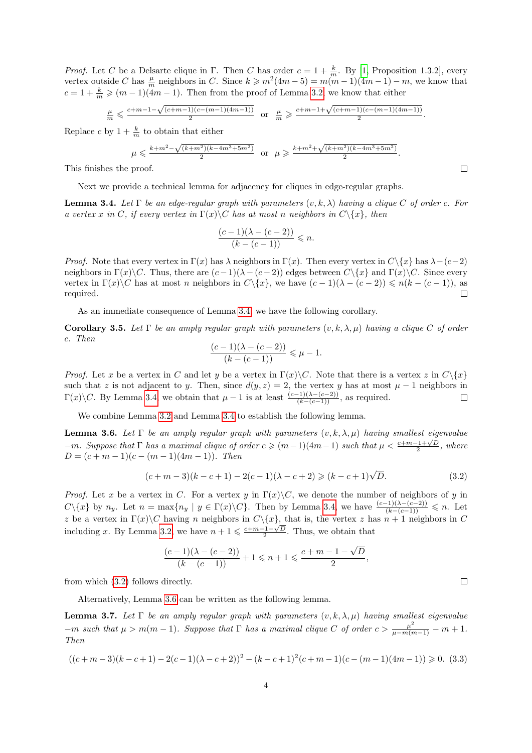*Proof.* Let $C$ be a Delsarte clique in $\Gamma$. Then $C$ has order $c = 1 + \frac{k}{m}$. By [1, Proposition 1.3.2], every vertex outside $C$ has $\frac{\mu}{m}$ neighbors in $C$. Since $k \geqslant m^2(4m-5) = m(m-1)(4m-1) - m$, we know that $c = 1 + \frac{k}{m} \geqslant (m-1)(4m-1)$. Then from the proof of Lemma 3.2 we know that either

$$\tfrac{\mu}{m} \leqslant \tfrac{c+m-1-\sqrt{(c+m-1)(c-(m-1)(4m-1))}}{2} \quad \text{or} \quad \tfrac{\mu}{m} \geqslant \tfrac{c+m-1+\sqrt{(c+m-1)(c-(m-1)(4m-1))}}{2}.$$

Replace $c$ by $1 + \frac{k}{m}$ to obtain that either

$$\mu \leqslant \tfrac{k+m^2-\sqrt{(k+m^2)(k-4m^3+5m^2)}}{2} \quad \text{or} \quad \mu \geqslant \tfrac{k+m^2+\sqrt{(k+m^2)(k-4m^3+5m^2)}}{2}.$$

This finishes the proof. $\square$

Next we provide a technical lemma for adjacency for cliques in edge-regular graphs.

**Lemma 3.4.** *Let $\Gamma$ be an edge-regular graph with parameters $(v, k, \lambda)$ having a clique $C$ of order $c$. For a vertex $x$ in $C$, if every vertex in $\Gamma(x)\backslash C$ has at most $n$ neighbors in $C\backslash\{x\}$, then*

$$\frac{(c-1)(\lambda-(c-2))}{(k-(c-1))} \leqslant n.$$

*Proof.* Note that every vertex in $\Gamma(x)$ has $\lambda$ neighbors in $\Gamma(x)$. Then every vertex in $C\backslash\{x\}$ has $\lambda-(c-2)$ neighbors in $\Gamma(x)\backslash C$. Thus, there are $(c-1)(\lambda-(c-2))$ edges between $C\backslash\{x\}$ and $\Gamma(x)\backslash C$. Since every vertex in $\Gamma(x)\backslash C$ has at most $n$ neighbors in $C\backslash\{x\}$, we have $(c-1)(\lambda-(c-2)) \leqslant n(k-(c-1))$, as required. $\square$

As an immediate consequence of Lemma 3.4, we have the following corollary.

**Corollary 3.5.** *Let $\Gamma$ be an amply regular graph with parameters $(v, k, \lambda, \mu)$ having a clique $C$ of order $c$. Then*

$$\frac{(c-1)(\lambda-(c-2))}{(k-(c-1))} \leqslant \mu - 1.$$

*Proof.* Let $x$ be a vertex in $C$ and let $y$ be a vertex in $\Gamma(x)\backslash C$. Note that there is a vertex $z$ in $C\backslash\{x\}$ such that $z$ is not adjacent to $y$. Then, since $d(y, z) = 2$, the vertex $y$ has at most $\mu - 1$ neighbors in $\Gamma(x)\backslash C$. By Lemma 3.4 we obtain that $\mu - 1$ is at least $\frac{(c-1)(\lambda-(c-2))}{(k-(c-1))}$, as required. $\square$

We combine Lemma 3.2 and Lemma 3.4 to establish the following lemma.

**Lemma 3.6.** *Let $\Gamma$ be an amply regular graph with parameters $(v, k, \lambda, \mu)$ having smallest eigenvalue $-m$. Suppose that $\Gamma$ has a maximal clique of order $c \geqslant (m-1)(4m-1)$ such that $\mu < \frac{c+m-1+\sqrt{D}}{2}$, where $D = (c+m-1)(c-(m-1)(4m-1))$. Then*

$$(c+m-3)(k-c+1) - 2(c-1)(\lambda-c+2) \geqslant (k-c+1)\sqrt{D}. \tag{3.2}$$

*Proof.* Let $x$ be a vertex in $C$. For a vertex $y$ in $\Gamma(x)\backslash C$, we denote the number of neighbors of $y$ in $C\backslash\{x\}$ by $n_y$. Let $n = \max\{n_y \mid y \in \Gamma(x)\backslash C\}$. Then by Lemma 3.4 we have $\frac{(c-1)(\lambda-(c-2))}{(k-(c-1))} \leqslant n$. Let $z$ be a vertex in $\Gamma(x)\backslash C$ having $n$ neighbors in $C\backslash\{x\}$, that is, the vertex $z$ has $n+1$ neighbors in $C$ including $x$. By Lemma 3.2 we have $n + 1 \leqslant \frac{c+m-1-\sqrt{D}}{2}$. Thus, we obtain that

$$\frac{(c-1)(\lambda-(c-2))}{(k-(c-1))} + 1 \leqslant n + 1 \leqslant \frac{c+m-1-\sqrt{D}}{2},$$

from which (3.2) follows directly. $\square$

Alternatively, Lemma 3.6 can be written as the following lemma.

**Lemma 3.7.** *Let $\Gamma$ be an amply regular graph with parameters $(v, k, \lambda, \mu)$ having smallest eigenvalue $-m$ such that $\mu > m(m-1)$. Suppose that $\Gamma$ has a maximal clique $C$ of order $c > \frac{\mu^2}{\mu - m(m-1)} - m + 1$. Then*

$$((c+m-3)(k-c+1) - 2(c-1)(\lambda-c+2))^2 - (k-c+1)^2(c+m-1)(c-(m-1)(4m-1)) \geqslant 0. \tag{3.3}$$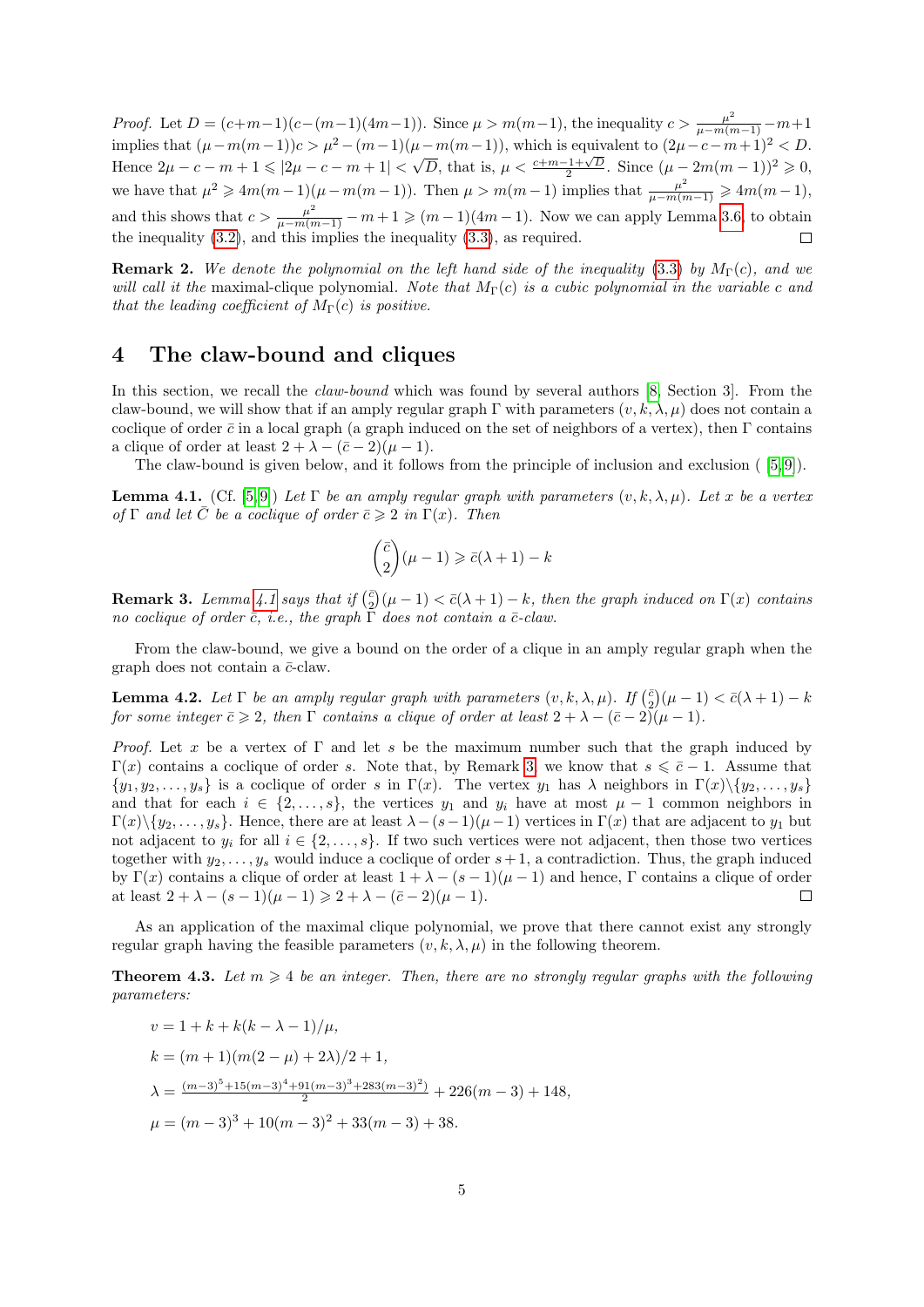*Proof.* Let $D = (c+m-1)(c-(m-1)(4m-1))$. Since $\mu > m(m-1)$, the inequality $c > \frac{\mu^2}{\mu - m(m-1)} - m + 1$ implies that $(\mu - m(m-1))c > \mu^2 - (m-1)(\mu - m(m-1))$, which is equivalent to $(2\mu - c - m + 1)^2 < D$. Hence $2\mu - c - m + 1 \leqslant |2\mu - c - m + 1| < \sqrt{D}$, that is, $\mu < \frac{c+m-1+\sqrt{D}}{2}$. Since $(\mu - 2m(m-1))^2 \geqslant 0$, we have that $\mu^2 \geqslant 4m(m-1)(\mu - m(m-1))$. Then $\mu > m(m-1)$ implies that $\frac{\mu^2}{\mu - m(m-1)} \geqslant 4m(m-1)$, and this shows that $c > \frac{\mu^2}{\mu - m(m-1)} - m + 1 \geqslant (m-1)(4m-1)$. Now we can apply Lemma 3.6 to obtain the inequality (3.2), and this implies the inequality (3.3), as required. □

**Remark 2.** *We denote the polynomial on the left hand side of the inequality (3.3) by $M_\Gamma(c)$, and we will call it the* maximal-clique polynomial. *Note that $M_\Gamma(c)$ is a cubic polynomial in the variable $c$ and that the leading coefficient of $M_\Gamma(c)$ is positive.*

## 4 The claw-bound and cliques

In this section, we recall the *claw-bound* which was found by several authors [8, Section 3]. From the claw-bound, we will show that if an amply regular graph $\Gamma$ with parameters $(v, k, \lambda, \mu)$ does not contain a coclique of order $\bar{c}$ in a local graph (a graph induced on the set of neighbors of a vertex), then $\Gamma$ contains a clique of order at least $2 + \lambda - (\bar{c} - 2)(\mu - 1)$.

The claw-bound is given below, and it follows from the principle of inclusion and exclusion ( [5,9]).

**Lemma 4.1.** (Cf. [5,9]) *Let $\Gamma$ be an amply regular graph with parameters $(v, k, \lambda, \mu)$. Let $x$ be a vertex of $\Gamma$ and let $\bar{C}$ be a coclique of order $\bar{c} \geqslant 2$ in $\Gamma(x)$. Then*

$$\binom{\bar{c}}{2}(\mu - 1) \geqslant \bar{c}(\lambda + 1) - k$$

**Remark 3.** *Lemma 4.1 says that if $\binom{\bar{c}}{2}(\mu-1) < \bar{c}(\lambda+1) - k$, then the graph induced on $\Gamma(x)$ contains no coclique of order $\bar{c}$, i.e., the graph $\Gamma$ does not contain a $\bar{c}$-claw.*

From the claw-bound, we give a bound on the order of a clique in an amply regular graph when the graph does not contain a $\bar{c}$-claw.

**Lemma 4.2.** *Let $\Gamma$ be an amply regular graph with parameters $(v, k, \lambda, \mu)$. If $\binom{\bar{c}}{2}(\mu-1) < \bar{c}(\lambda+1) - k$ for some integer $\bar{c} \geqslant 2$, then $\Gamma$ contains a clique of order at least $2 + \lambda - (\bar{c} - 2)(\mu - 1)$.*

*Proof.* Let $x$ be a vertex of $\Gamma$ and let $s$ be the maximum number such that the graph induced by $\Gamma(x)$ contains a coclique of order $s$. Note that, by Remark 3, we know that $s \leqslant \bar{c} - 1$. Assume that $\{y_1, y_2, \ldots, y_s\}$ is a coclique of order $s$ in $\Gamma(x)$. The vertex $y_1$ has $\lambda$ neighbors in $\Gamma(x) \backslash \{y_2, \ldots, y_s\}$ and that for each $i \in \{2, \ldots, s\}$, the vertices $y_1$ and $y_i$ have at most $\mu - 1$ common neighbors in $\Gamma(x) \backslash \{y_2, \ldots, y_s\}$. Hence, there are at least $\lambda - (s-1)(\mu-1)$ vertices in $\Gamma(x)$ that are adjacent to $y_1$ but not adjacent to $y_i$ for all $i \in \{2, \ldots, s\}$. If two such vertices were not adjacent, then those two vertices together with $y_2, \ldots, y_s$ would induce a coclique of order $s+1$, a contradiction. Thus, the graph induced by $\Gamma(x)$ contains a clique of order at least $1 + \lambda - (s-1)(\mu-1)$ and hence, $\Gamma$ contains a clique of order at least $2 + \lambda - (s-1)(\mu-1) \geqslant 2 + \lambda - (\bar{c}-2)(\mu-1)$. □

As an application of the maximal clique polynomial, we prove that there cannot exist any strongly regular graph having the feasible parameters $(v, k, \lambda, \mu)$ in the following theorem.

**Theorem 4.3.** *Let $m \geqslant 4$ be an integer. Then, there are no strongly regular graphs with the following parameters:*

$$v = 1 + k + k(k - \lambda - 1)/\mu,$$

$$k = (m+1)(m(2-\mu) + 2\lambda)/2 + 1,$$

$$\lambda = \frac{(m-3)^5 + 15(m-3)^4 + 91(m-3)^3 + 283(m-3)^2)}{2} + 226(m-3) + 148,$$

$$\mu = (m-3)^3 + 10(m-3)^2 + 33(m-3) + 38.$$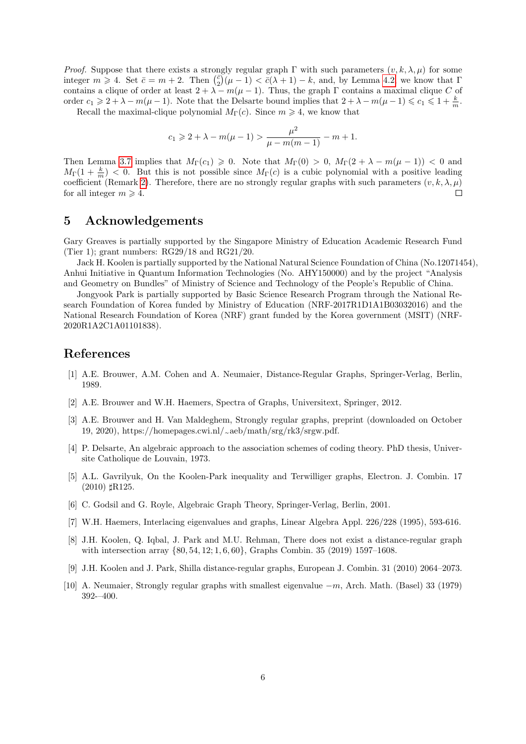*Proof.* Suppose that there exists a strongly regular graph $\Gamma$ with such parameters $(v, k, \lambda, \mu)$ for some integer $m \geqslant 4$. Set $\bar{c} = m + 2$. Then $\binom{\bar{c}}{2}(\mu - 1) < \bar{c}(\lambda + 1) - k$, and, by Lemma 4.2, we know that $\Gamma$ contains a clique of order at least $2 + \lambda - m(\mu - 1)$. Thus, the graph $\Gamma$ contains a maximal clique $C$ of order $c_1 \geqslant 2 + \lambda - m(\mu - 1)$. Note that the Delsarte bound implies that $2 + \lambda - m(\mu - 1) \leqslant c_1 \leqslant 1 + \frac{k}{m}$.

Recall the maximal-clique polynomial $M_\Gamma(c)$. Since $m \geqslant 4$, we know that

$$c_1 \geqslant 2 + \lambda - m(\mu - 1) > \frac{\mu^2}{\mu - m(m-1)} - m + 1.$$

Then Lemma 3.7 implies that $M_\Gamma(c_1) \geqslant 0$. Note that $M_\Gamma(0) > 0$, $M_\Gamma(2 + \lambda - m(\mu - 1)) < 0$ and $M_\Gamma(1 + \frac{k}{m}) < 0$. But this is not possible since $M_\Gamma(c)$ is a cubic polynomial with a positive leading coefficient (Remark 2). Therefore, there are no strongly regular graphs with such parameters $(v, k, \lambda, \mu)$ for all integer $m \geqslant 4$. $\square$

## 5 Acknowledgements

Gary Greaves is partially supported by the Singapore Ministry of Education Academic Research Fund (Tier 1); grant numbers: RG29/18 and RG21/20.

Jack H. Koolen is partially supported by the National Natural Science Foundation of China (No.12071454), Anhui Initiative in Quantum Information Technologies (No. AHY150000) and by the project "Analysis and Geometry on Bundles" of Ministry of Science and Technology of the People's Republic of China.

Jongyook Park is partially supported by Basic Science Research Program through the National Research Foundation of Korea funded by Ministry of Education (NRF-2017R1D1A1B03032016) and the National Research Foundation of Korea (NRF) grant funded by the Korea government (MSIT) (NRF-2020R1A2C1A01101838).

## References

[1] A.E. Brouwer, A.M. Cohen and A. Neumaier, Distance-Regular Graphs, Springer-Verlag, Berlin, 1989.

[2] A.E. Brouwer and W.H. Haemers, Spectra of Graphs, Universitext, Springer, 2012.

[3] A.E. Brouwer and H. Van Maldeghem, Strongly regular graphs, preprint (downloaded on October 19, 2020), https://homepages.cwi.nl/~aeb/math/srg/rk3/srgw.pdf.

[4] P. Delsarte, An algebraic approach to the association schemes of coding theory. PhD thesis, Universite Catholique de Louvain, 1973.

[5] A.L. Gavrilyuk, On the Koolen-Park inequality and Terwilliger graphs, Electron. J. Combin. 17 (2010) ♯R125.

[6] C. Godsil and G. Royle, Algebraic Graph Theory, Springer-Verlag, Berlin, 2001.

[7] W.H. Haemers, Interlacing eigenvalues and graphs, Linear Algebra Appl. 226/228 (1995), 593-616.

[8] J.H. Koolen, Q. Iqbal, J. Park and M.U. Rehman, There does not exist a distance-regular graph with intersection array $\{80, 54, 12; 1, 6, 60\}$, Graphs Combin. 35 (2019) 1597–1608.

[9] J.H. Koolen and J. Park, Shilla distance-regular graphs, European J. Combin. 31 (2010) 2064–2073.

[10] A. Neumaier, Strongly regular graphs with smallest eigenvalue $-m$, Arch. Math. (Basel) 33 (1979) 392-–400.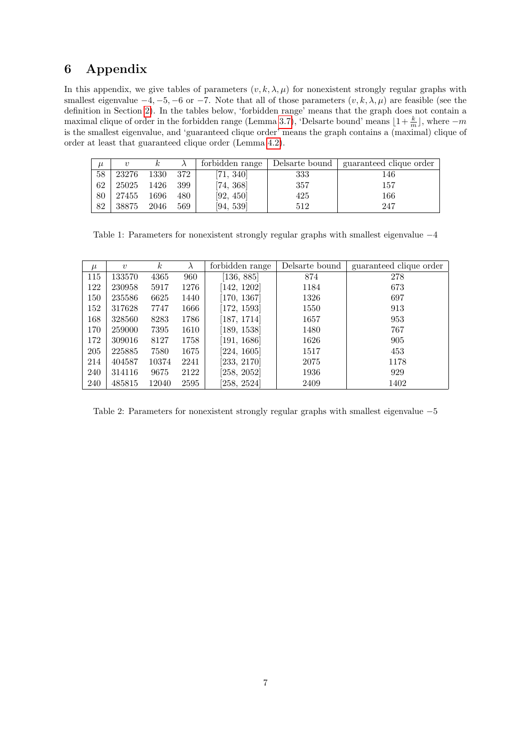# 6 Appendix

In this appendix, we give tables of parameters $(v, k, \lambda, \mu)$ for nonexistent strongly regular graphs with smallest eigenvalue $-4, -5, -6$ or $-7$. Note that all of those parameters $(v, k, \lambda, \mu)$ are feasible (see the definition in Section 2). In the tables below, 'forbidden range' means that the graph does not contain a maximal clique of order in the forbidden range (Lemma 3.7), 'Delsarte bound' means $\lfloor 1 + \frac{k}{m} \rfloor$, where $-m$ is the smallest eigenvalue, and 'guaranteed clique order' means the graph contains a (maximal) clique of order at least that guaranteed clique order (Lemma 4.2).

| $\mu$ | $v$ | $k$ | $\lambda$ | forbidden range | Delsarte bound | guaranteed clique order |
|---|---|---|---|---|---|---|
| 58 | 23276 | 1330 | 372 | [71, 340] | 333 | 146 |
| 62 | 25025 | 1426 | 399 | [74, 368] | 357 | 157 |
| 80 | 27455 | 1696 | 480 | [92, 450] | 425 | 166 |
| 82 | 38875 | 2046 | 569 | [94, 539] | 512 | 247 |

Table 1: Parameters for nonexistent strongly regular graphs with smallest eigenvalue $-4$

| $\mu$ | $v$ | $k$ | $\lambda$ | forbidden range | Delsarte bound | guaranteed clique order |
|---|---|---|---|---|---|---|
| 115 | 133570 | 4365 | 960 | [136, 885] | 874 | 278 |
| 122 | 230958 | 5917 | 1276 | [142, 1202] | 1184 | 673 |
| 150 | 235586 | 6625 | 1440 | [170, 1367] | 1326 | 697 |
| 152 | 317628 | 7747 | 1666 | [172, 1593] | 1550 | 913 |
| 168 | 328560 | 8283 | 1786 | [187, 1714] | 1657 | 953 |
| 170 | 259000 | 7395 | 1610 | [189, 1538] | 1480 | 767 |
| 172 | 309016 | 8127 | 1758 | [191, 1686] | 1626 | 905 |
| 205 | 225885 | 7580 | 1675 | [224, 1605] | 1517 | 453 |
| 214 | 404587 | 10374 | 2241 | [233, 2170] | 2075 | 1178 |
| 240 | 314116 | 9675 | 2122 | [258, 2052] | 1936 | 929 |
| 240 | 485815 | 12040 | 2595 | [258, 2524] | 2409 | 1402 |

Table 2: Parameters for nonexistent strongly regular graphs with smallest eigenvalue $-5$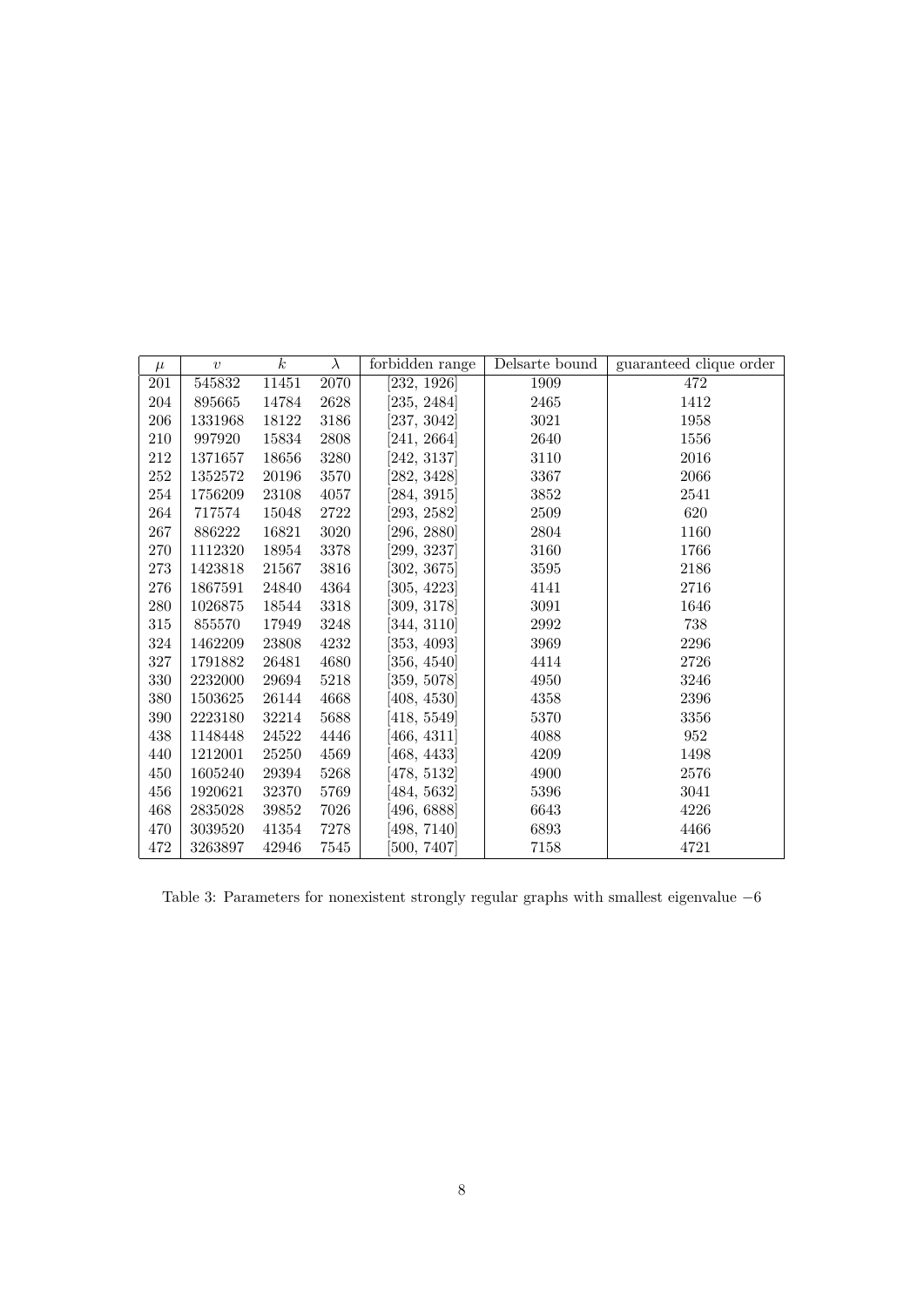| $\mu$ | $v$ | $k$ | $\lambda$ | forbidden range | Delsarte bound | guaranteed clique order |
|---|---|---|---|---|---|---|
| 201 | 545832 | 11451 | 2070 | [232, 1926] | 1909 | 472 |
| 204 | 895665 | 14784 | 2628 | [235, 2484] | 2465 | 1412 |
| 206 | 1331968 | 18122 | 3186 | [237, 3042] | 3021 | 1958 |
| 210 | 997920 | 15834 | 2808 | [241, 2664] | 2640 | 1556 |
| 212 | 1371657 | 18656 | 3280 | [242, 3137] | 3110 | 2016 |
| 252 | 1352572 | 20196 | 3570 | [282, 3428] | 3367 | 2066 |
| 254 | 1756209 | 23108 | 4057 | [284, 3915] | 3852 | 2541 |
| 264 | 717574 | 15048 | 2722 | [293, 2582] | 2509 | 620 |
| 267 | 886222 | 16821 | 3020 | [296, 2880] | 2804 | 1160 |
| 270 | 1112320 | 18954 | 3378 | [299, 3237] | 3160 | 1766 |
| 273 | 1423818 | 21567 | 3816 | [302, 3675] | 3595 | 2186 |
| 276 | 1867591 | 24840 | 4364 | [305, 4223] | 4141 | 2716 |
| 280 | 1026875 | 18544 | 3318 | [309, 3178] | 3091 | 1646 |
| 315 | 855570 | 17949 | 3248 | [344, 3110] | 2992 | 738 |
| 324 | 1462209 | 23808 | 4232 | [353, 4093] | 3969 | 2296 |
| 327 | 1791882 | 26481 | 4680 | [356, 4540] | 4414 | 2726 |
| 330 | 2232000 | 29694 | 5218 | [359, 5078] | 4950 | 3246 |
| 380 | 1503625 | 26144 | 4668 | [408, 4530] | 4358 | 2396 |
| 390 | 2223180 | 32214 | 5688 | [418, 5549] | 5370 | 3356 |
| 438 | 1148448 | 24522 | 4446 | [466, 4311] | 4088 | 952 |
| 440 | 1212001 | 25250 | 4569 | [468, 4433] | 4209 | 1498 |
| 450 | 1605240 | 29394 | 5268 | [478, 5132] | 4900 | 2576 |
| 456 | 1920621 | 32370 | 5769 | [484, 5632] | 5396 | 3041 |
| 468 | 2835028 | 39852 | 7026 | [496, 6888] | 6643 | 4226 |
| 470 | 3039520 | 41354 | 7278 | [498, 7140] | 6893 | 4466 |
| 472 | 3263897 | 42946 | 7545 | [500, 7407] | 7158 | 4721 |

Table 3: Parameters for nonexistent strongly regular graphs with smallest eigenvalue $-6$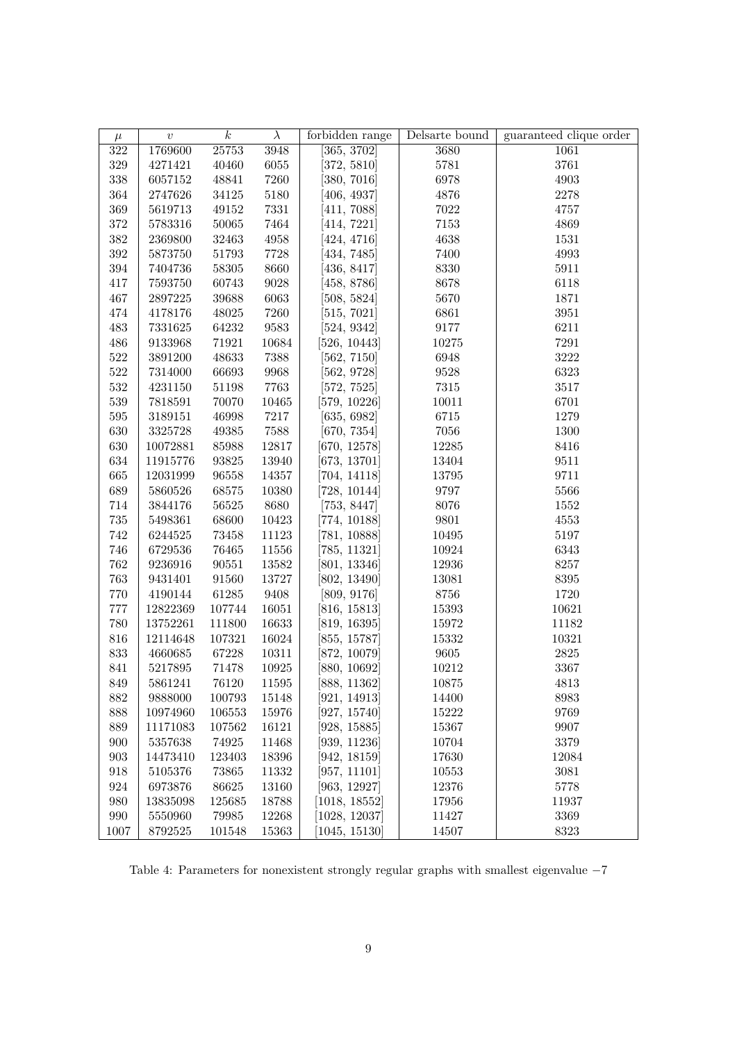| $\mu$ | $v$ | $k$ | $\lambda$ | forbidden range | Delsarte bound | guaranteed clique order |
|---|---|---|---|---|---|---|
| 322 | 1769600 | 25753 | 3948 | [365, 3702] | 3680 | 1061 |
| 329 | 4271421 | 40460 | 6055 | [372, 5810] | 5781 | 3761 |
| 338 | 6057152 | 48841 | 7260 | [380, 7016] | 6978 | 4903 |
| 364 | 2747626 | 34125 | 5180 | [406, 4937] | 4876 | 2278 |
| 369 | 5619713 | 49152 | 7331 | [411, 7088] | 7022 | 4757 |
| 372 | 5783316 | 50065 | 7464 | [414, 7221] | 7153 | 4869 |
| 382 | 2369800 | 32463 | 4958 | [424, 4716] | 4638 | 1531 |
| 392 | 5873750 | 51793 | 7728 | [434, 7485] | 7400 | 4993 |
| 394 | 7404736 | 58305 | 8660 | [436, 8417] | 8330 | 5911 |
| 417 | 7593750 | 60743 | 9028 | [458, 8786] | 8678 | 6118 |
| 467 | 2897225 | 39688 | 6063 | [508, 5824] | 5670 | 1871 |
| 474 | 4178176 | 48025 | 7260 | [515, 7021] | 6861 | 3951 |
| 483 | 7331625 | 64232 | 9583 | [524, 9342] | 9177 | 6211 |
| 486 | 9133968 | 71921 | 10684 | [526, 10443] | 10275 | 7291 |
| 522 | 3891200 | 48633 | 7388 | [562, 7150] | 6948 | 3222 |
| 522 | 7314000 | 66693 | 9968 | [562, 9728] | 9528 | 6323 |
| 532 | 4231150 | 51198 | 7763 | [572, 7525] | 7315 | 3517 |
| 539 | 7818591 | 70070 | 10465 | [579, 10226] | 10011 | 6701 |
| 595 | 3189151 | 46998 | 7217 | [635, 6982] | 6715 | 1279 |
| 630 | 3325728 | 49385 | 7588 | [670, 7354] | 7056 | 1300 |
| 630 | 10072881 | 85988 | 12817 | [670, 12578] | 12285 | 8416 |
| 634 | 11915776 | 93825 | 13940 | [673, 13701] | 13404 | 9511 |
| 665 | 12031999 | 96558 | 14357 | [704, 14118] | 13795 | 9711 |
| 689 | 5860526 | 68575 | 10380 | [728, 10144] | 9797 | 5566 |
| 714 | 3844176 | 56525 | 8680 | [753, 8447] | 8076 | 1552 |
| 735 | 5498361 | 68600 | 10423 | [774, 10188] | 9801 | 4553 |
| 742 | 6244525 | 73458 | 11123 | [781, 10888] | 10495 | 5197 |
| 746 | 6729536 | 76465 | 11556 | [785, 11321] | 10924 | 6343 |
| 762 | 9236916 | 90551 | 13582 | [801, 13346] | 12936 | 8257 |
| 763 | 9431401 | 91560 | 13727 | [802, 13490] | 13081 | 8395 |
| 770 | 4190144 | 61285 | 9408 | [809, 9176] | 8756 | 1720 |
| 777 | 12822369 | 107744 | 16051 | [816, 15813] | 15393 | 10621 |
| 780 | 13752261 | 111800 | 16633 | [819, 16395] | 15972 | 11182 |
| 816 | 12114648 | 107321 | 16024 | [855, 15787] | 15332 | 10321 |
| 833 | 4660685 | 67228 | 10311 | [872, 10079] | 9605 | 2825 |
| 841 | 5217895 | 71478 | 10925 | [880, 10692] | 10212 | 3367 |
| 849 | 5861241 | 76120 | 11595 | [888, 11362] | 10875 | 4813 |
| 882 | 9888000 | 100793 | 15148 | [921, 14913] | 14400 | 8983 |
| 888 | 10974960 | 106553 | 15976 | [927, 15740] | 15222 | 9769 |
| 889 | 11171083 | 107562 | 16121 | [928, 15885] | 15367 | 9907 |
| 900 | 5357638 | 74925 | 11468 | [939, 11236] | 10704 | 3379 |
| 903 | 14473410 | 123403 | 18396 | [942, 18159] | 17630 | 12084 |
| 918 | 5105376 | 73865 | 11332 | [957, 11101] | 10553 | 3081 |
| 924 | 6973876 | 86625 | 13160 | [963, 12927] | 12376 | 5778 |
| 980 | 13835098 | 125685 | 18788 | [1018, 18552] | 17956 | 11937 |
| 990 | 5550960 | 79985 | 12268 | [1028, 12037] | 11427 | 3369 |
| 1007 | 8792525 | 101548 | 15363 | [1045, 15130] | 14507 | 8323 |

Table 4: Parameters for nonexistent strongly regular graphs with smallest eigenvalue $-7$